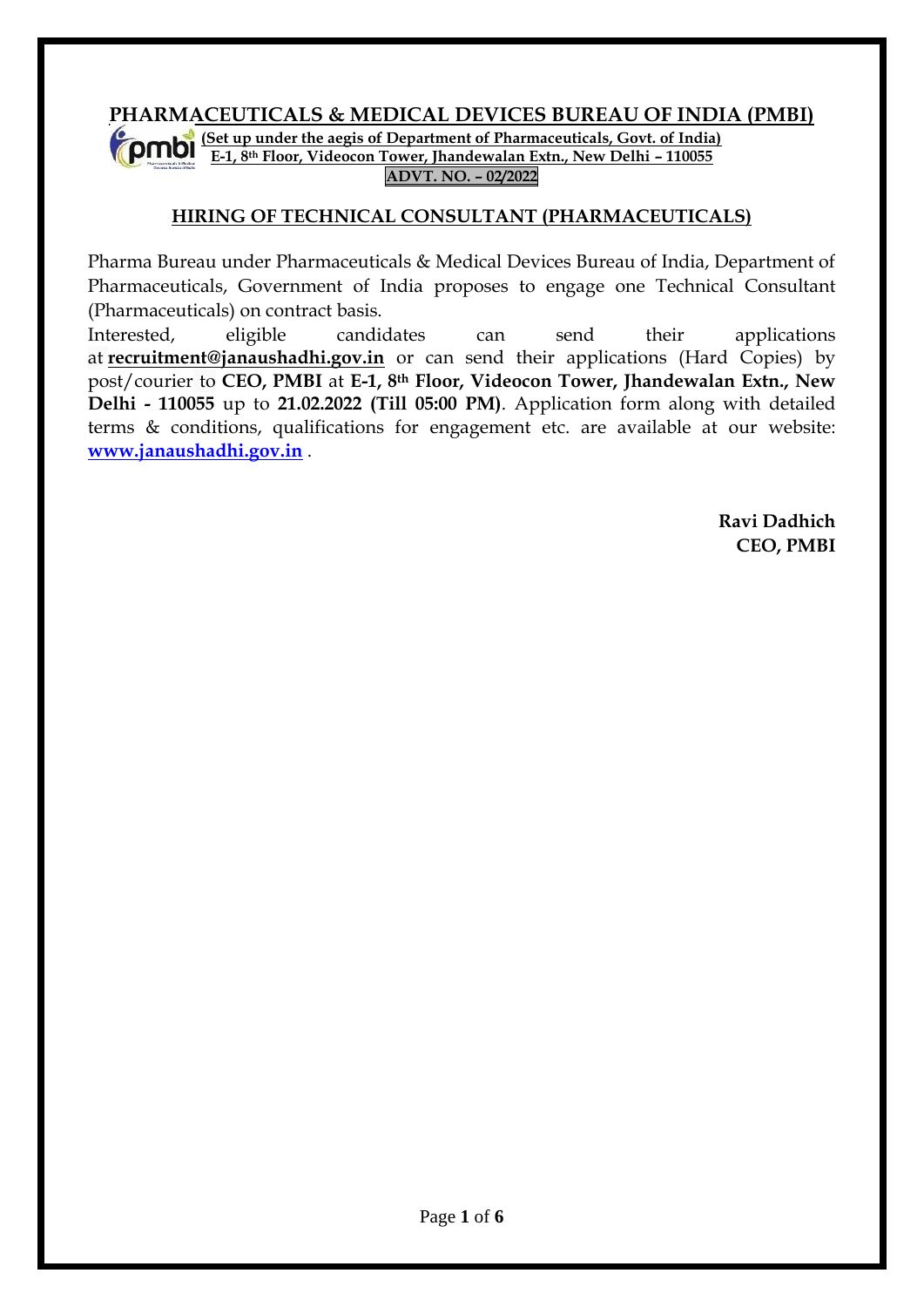# PHARMACEUTICALS & MEDICAL DEVICES BUREAU OF INDIA (PMBI)

**(Set up under the aegis of Department of Pharmaceuticals, Govt. of India)**
**E-1, 8th Floor, Videocon Tower, Jhandewalan Extn., New Delhi – 110055**
**ADVT. NO. – 02/2022**

## HIRING OF TECHNICAL CONSULTANT (PHARMACEUTICALS)

Pharma Bureau under Pharmaceuticals & Medical Devices Bureau of India, Department of Pharmaceuticals, Government of India proposes to engage one Technical Consultant (Pharmaceuticals) on contract basis.

Interested, eligible candidates can send their applications at **recruitment@janaushadhi.gov.in** or can send their applications (Hard Copies) by post/courier to **CEO, PMBI** at **E-1, 8th Floor, Videocon Tower, Jhandewalan Extn., New Delhi - 110055** up to **21.02.2022 (Till 05:00 PM)**. Application form along with detailed terms & conditions, qualifications for engagement etc. are available at our website: **www.janaushadhi.gov.in** .

**Ravi Dadhich**
**CEO, PMBI**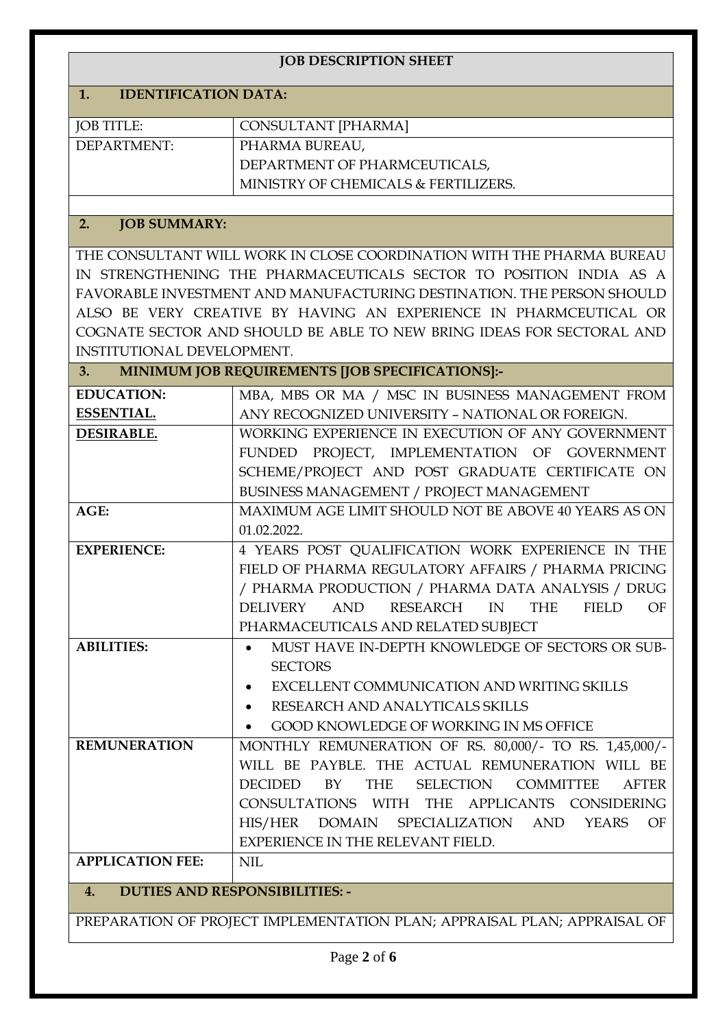## JOB DESCRIPTION SHEET

### 1. IDENTIFICATION DATA:

| | |
|---|---|
| JOB TITLE: | CONSULTANT [PHARMA] |
| DEPARTMENT: | PHARMA BUREAU,<br>DEPARTMENT OF PHARMCEUTICALS,<br>MINISTRY OF CHEMICALS & FERTILIZERS. |

### 2. JOB SUMMARY:

THE CONSULTANT WILL WORK IN CLOSE COORDINATION WITH THE PHARMA BUREAU IN STRENGTHENING THE PHARMACEUTICALS SECTOR TO POSITION INDIA AS A FAVORABLE INVESTMENT AND MANUFACTURING DESTINATION. THE PERSON SHOULD ALSO BE VERY CREATIVE BY HAVING AN EXPERIENCE IN PHARMCEUTICAL OR COGNATE SECTOR AND SHOULD BE ABLE TO NEW BRING IDEAS FOR SECTORAL AND INSTITUTIONAL DEVELOPMENT.

### 3. MINIMUM JOB REQUIREMENTS [JOB SPECIFICATIONS]:-

| | |
|---|---|
| **EDUCATION:**<br>**ESSENTIAL.** | MBA, MBS OR MA / MSC IN BUSINESS MANAGEMENT FROM ANY RECOGNIZED UNIVERSITY – NATIONAL OR FOREIGN. |
| **DESIRABLE.** | WORKING EXPERIENCE IN EXECUTION OF ANY GOVERNMENT FUNDED PROJECT, IMPLEMENTATION OF GOVERNMENT SCHEME/PROJECT AND POST GRADUATE CERTIFICATE ON BUSINESS MANAGEMENT / PROJECT MANAGEMENT |
| **AGE:** | MAXIMUM AGE LIMIT SHOULD NOT BE ABOVE 40 YEARS AS ON 01.02.2022. |
| **EXPERIENCE:** | 4 YEARS POST QUALIFICATION WORK EXPERIENCE IN THE FIELD OF PHARMA REGULATORY AFFAIRS / PHARMA PRICING / PHARMA PRODUCTION / PHARMA DATA ANALYSIS / DRUG DELIVERY AND RESEARCH IN THE FIELD OF PHARMACEUTICALS AND RELATED SUBJECT |
| **ABILITIES:** | • MUST HAVE IN-DEPTH KNOWLEDGE OF SECTORS OR SUB-SECTORS<br>• EXCELLENT COMMUNICATION AND WRITING SKILLS<br>• RESEARCH AND ANALYTICALS SKILLS<br>• GOOD KNOWLEDGE OF WORKING IN MS OFFICE |
| **REMUNERATION** | MONTHLY REMUNERATION OF RS. 80,000/- TO RS. 1,45,000/- WILL BE PAYBLE. THE ACTUAL REMUNERATION WILL BE DECIDED BY THE SELECTION COMMITTEE AFTER CONSULTATIONS WITH THE APPLICANTS CONSIDERING HIS/HER DOMAIN SPECIALIZATION AND YEARS OF EXPERIENCE IN THE RELEVANT FIELD. |
| **APPLICATION FEE:** | NIL |

### 4. DUTIES AND RESPONSIBILITIES: -

PREPARATION OF PROJECT IMPLEMENTATION PLAN; APPRAISAL PLAN; APPRAISAL OF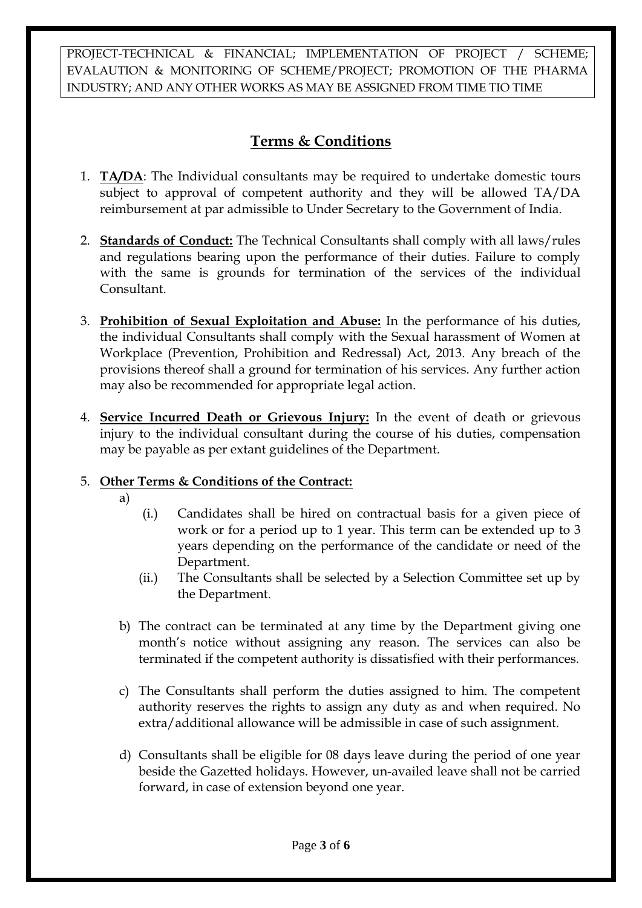PROJECT-TECHNICAL & FINANCIAL; IMPLEMENTATION OF PROJECT / SCHEME; EVALAUTION & MONITORING OF SCHEME/PROJECT; PROMOTION OF THE PHARMA INDUSTRY; AND ANY OTHER WORKS AS MAY BE ASSIGNED FROM TIME TIO TIME

## Terms & Conditions

1. **TA/DA**: The Individual consultants may be required to undertake domestic tours subject to approval of competent authority and they will be allowed TA/DA reimbursement at par admissible to Under Secretary to the Government of India.

2. **Standards of Conduct:** The Technical Consultants shall comply with all laws/rules and regulations bearing upon the performance of their duties. Failure to comply with the same is grounds for termination of the services of the individual Consultant.

3. **Prohibition of Sexual Exploitation and Abuse:** In the performance of his duties, the individual Consultants shall comply with the Sexual harassment of Women at Workplace (Prevention, Prohibition and Redressal) Act, 2013. Any breach of the provisions thereof shall a ground for termination of his services. Any further action may also be recommended for appropriate legal action.

4. **Service Incurred Death or Grievous Injury:** In the event of death or grievous injury to the individual consultant during the course of his duties, compensation may be payable as per extant guidelines of the Department.

5. **Other Terms & Conditions of the Contract:**

   a)
      (i.) Candidates shall be hired on contractual basis for a given piece of work or for a period up to 1 year. This term can be extended up to 3 years depending on the performance of the candidate or need of the Department.

      (ii.) The Consultants shall be selected by a Selection Committee set up by the Department.

   b) The contract can be terminated at any time by the Department giving one month's notice without assigning any reason. The services can also be terminated if the competent authority is dissatisfied with their performances.

   c) The Consultants shall perform the duties assigned to him. The competent authority reserves the rights to assign any duty as and when required. No extra/additional allowance will be admissible in case of such assignment.

   d) Consultants shall be eligible for 08 days leave during the period of one year beside the Gazetted holidays. However, un-availed leave shall not be carried forward, in case of extension beyond one year.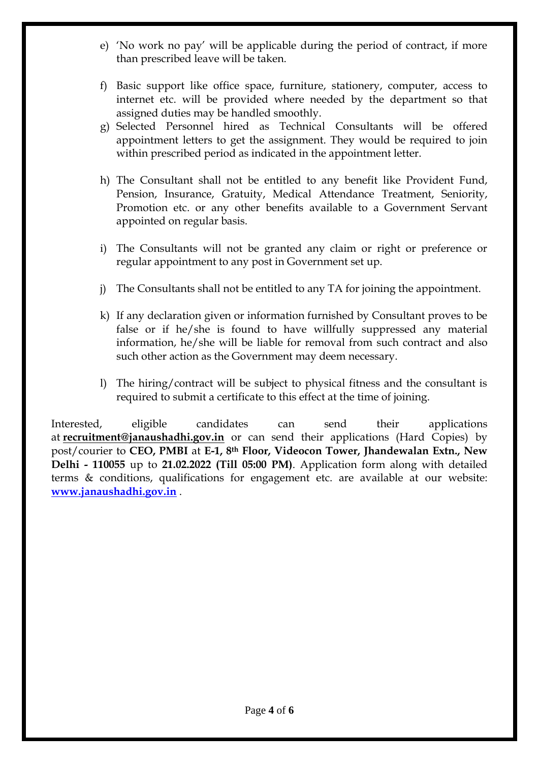e) 'No work no pay' will be applicable during the period of contract, if more than prescribed leave will be taken.

f) Basic support like office space, furniture, stationery, computer, access to internet etc. will be provided where needed by the department so that assigned duties may be handled smoothly.

g) Selected Personnel hired as Technical Consultants will be offered appointment letters to get the assignment. They would be required to join within prescribed period as indicated in the appointment letter.

h) The Consultant shall not be entitled to any benefit like Provident Fund, Pension, Insurance, Gratuity, Medical Attendance Treatment, Seniority, Promotion etc. or any other benefits available to a Government Servant appointed on regular basis.

i) The Consultants will not be granted any claim or right or preference or regular appointment to any post in Government set up.

j) The Consultants shall not be entitled to any TA for joining the appointment.

k) If any declaration given or information furnished by Consultant proves to be false or if he/she is found to have willfully suppressed any material information, he/she will be liable for removal from such contract and also such other action as the Government may deem necessary.

l) The hiring/contract will be subject to physical fitness and the consultant is required to submit a certificate to this effect at the time of joining.

Interested, eligible candidates can send their applications at **recruitment@janaushadhi.gov.in** or can send their applications (Hard Copies) by post/courier to **CEO, PMBI** at **E-1, 8th Floor, Videocon Tower, Jhandewalan Extn., New Delhi - 110055** up to **21.02.2022 (Till 05:00 PM)**. Application form along with detailed terms & conditions, qualifications for engagement etc. are available at our website: **www.janaushadhi.gov.in** .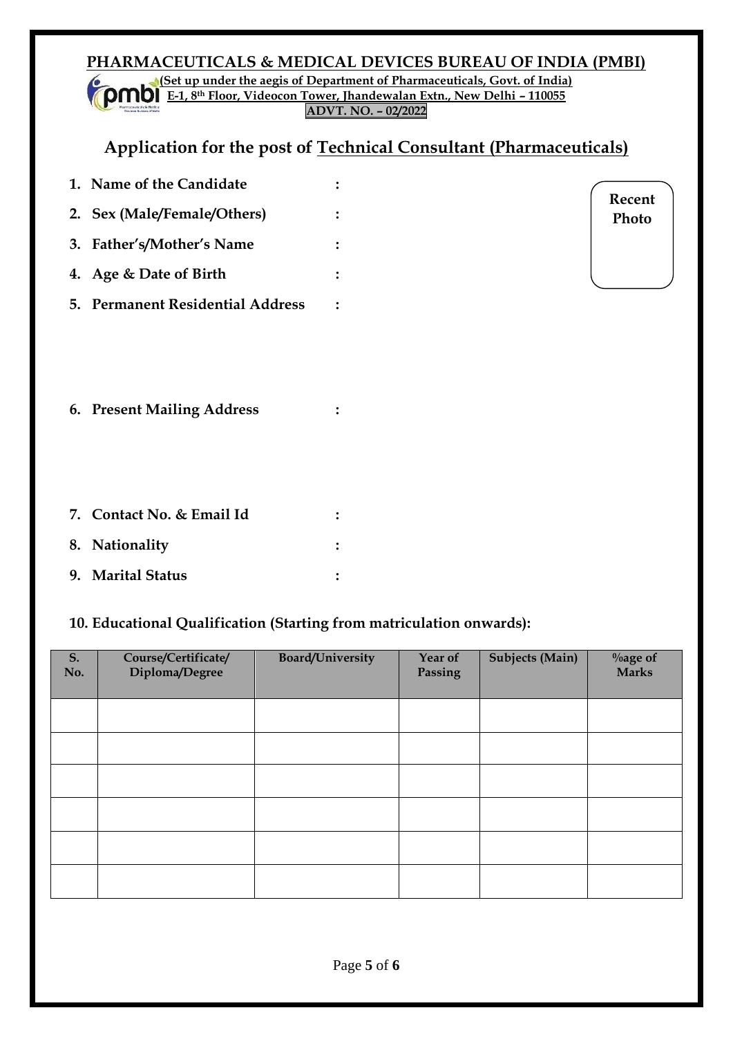**PHARMACEUTICALS & MEDICAL DEVICES BUREAU OF INDIA (PMBI)**

**(Set up under the aegis of Department of Pharmaceuticals, Govt. of India)**

**E-1, 8th Floor, Videocon Tower, Jhandewalan Extn., New Delhi – 110055**

**ADVT. NO. – 02/2022**

## Application for the post of Technical Consultant (Pharmaceuticals)

Recent Photo

1. **Name of the Candidate** :
2. **Sex (Male/Female/Others)** :
3. **Father's/Mother's Name** :
4. **Age & Date of Birth** :
5. **Permanent Residential Address** :
6. **Present Mailing Address** :
7. **Contact No. & Email Id** :
8. **Nationality** :
9. **Marital Status** :

**10. Educational Qualification (Starting from matriculation onwards):**

| S. No. | Course/Certificate/ Diploma/Degree | Board/University | Year of Passing | Subjects (Main) | %age of Marks |
|---|---|---|---|---|---|
| | | | | | |
| | | | | | |
| | | | | | |
| | | | | | |
| | | | | | |
| | | | | | |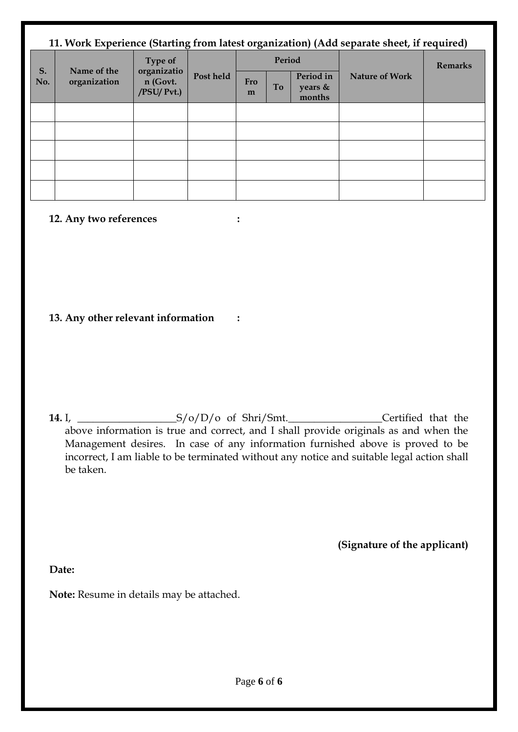**11. Work Experience (Starting from latest organization) (Add separate sheet, if required)**

| S. No. | Name of the organization | Type of organization (Govt. /PSU/ Pvt.) | Post held | Period | | | Nature of Work | Remarks |
|---|---|---|---|---|---|---|---|---|
| | | | | From | To | Period in years & months | | |
| | | | | | | | | |
| | | | | | | | | |
| | | | | | | | | |
| | | | | | | | | |
| | | | | | | | | |

**12. Any two references :**

**13. Any other relevant information :**

**14.** I, ___________________S/o/D/o of Shri/Smt.__________________Certified that the above information is true and correct, and I shall provide originals as and when the Management desires. In case of any information furnished above is proved to be incorrect, I am liable to be terminated without any notice and suitable legal action shall be taken.

**(Signature of the applicant)**

**Date:**

**Note:** Resume in details may be attached.